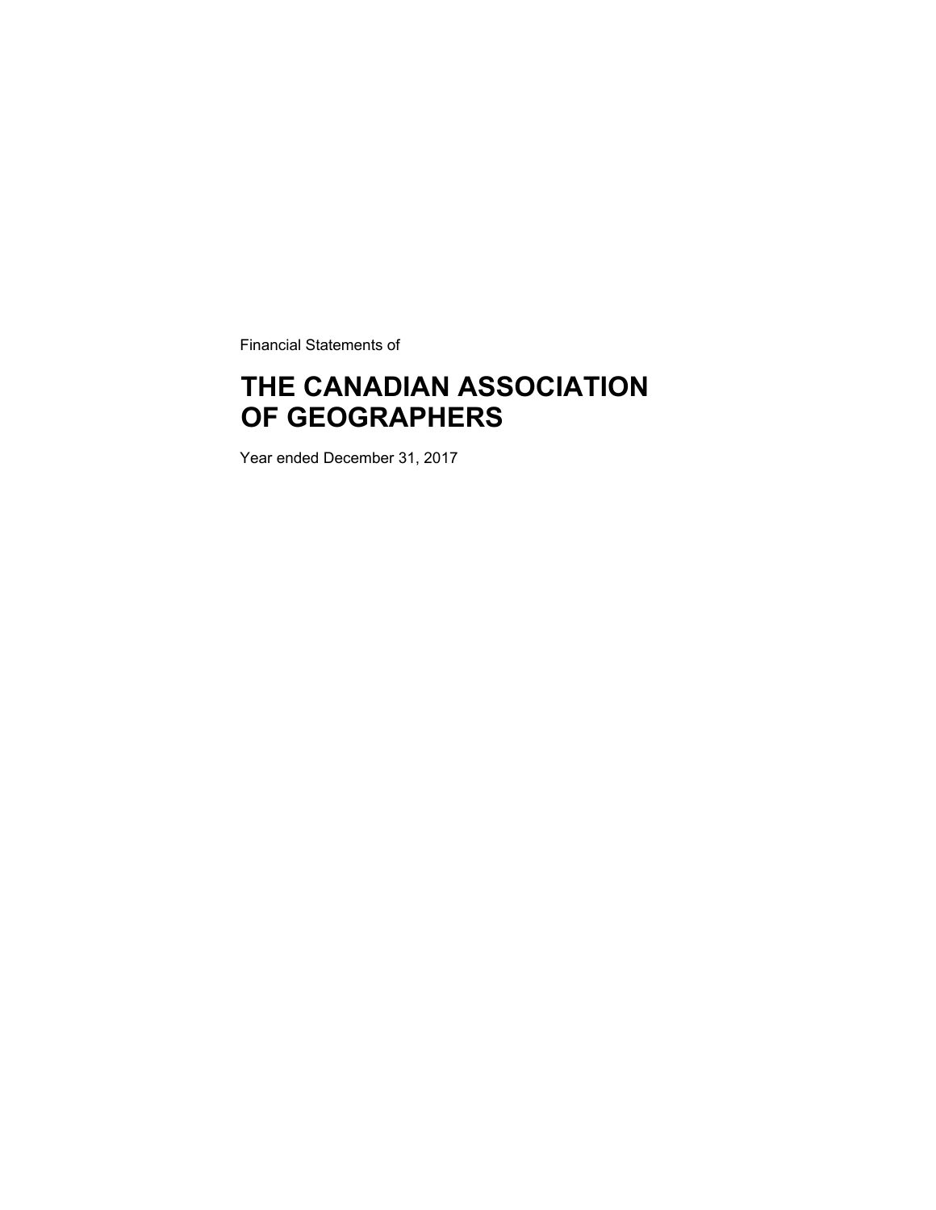Financial Statements of

# THE CANADIAN ASSOCIATION OF GEOGRAPHERS

Year ended December 31, 2017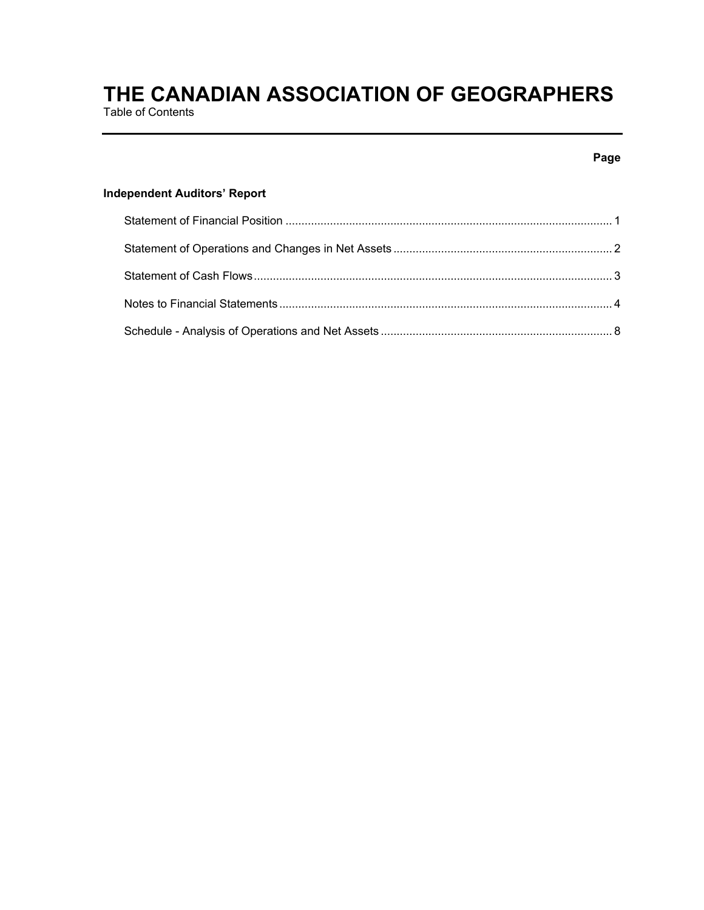# THE CANADIAN ASSOCIATION OF GEOGRAPHERS

Table of Contents

| | Page |
|---|---|
| **Independent Auditors' Report** | |
| Statement of Financial Position | 1 |
| Statement of Operations and Changes in Net Assets | 2 |
| Statement of Cash Flows | 3 |
| Notes to Financial Statements | 4 |
| Schedule - Analysis of Operations and Net Assets | 8 |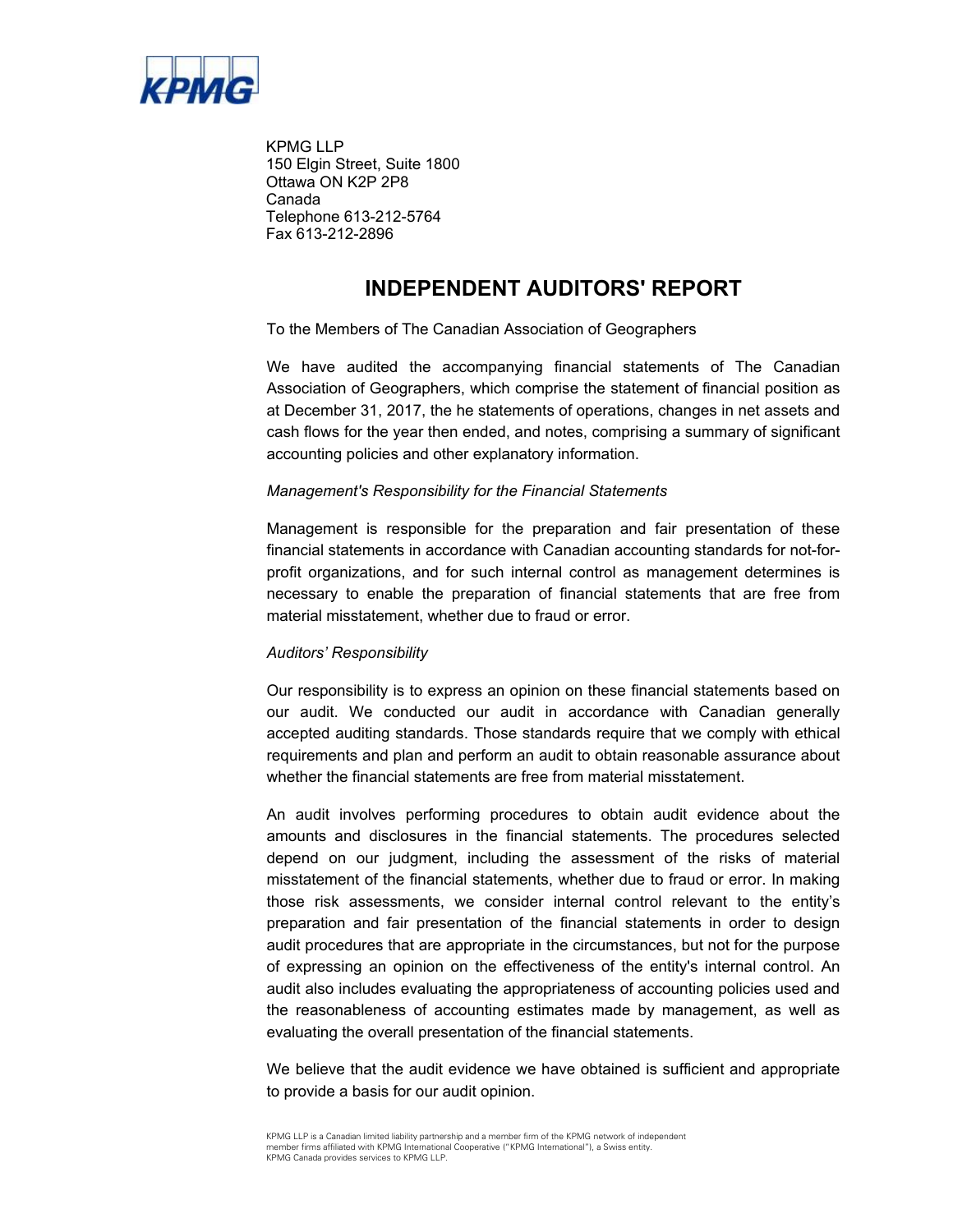KPMG

KPMG LLP
150 Elgin Street, Suite 1800
Ottawa ON K2P 2P8
Canada
Telephone 613-212-5764
Fax 613-212-2896

# INDEPENDENT AUDITORS' REPORT

To the Members of The Canadian Association of Geographers

We have audited the accompanying financial statements of The Canadian Association of Geographers, which comprise the statement of financial position as at December 31, 2017, the he statements of operations, changes in net assets and cash flows for the year then ended, and notes, comprising a summary of significant accounting policies and other explanatory information.

*Management's Responsibility for the Financial Statements*

Management is responsible for the preparation and fair presentation of these financial statements in accordance with Canadian accounting standards for not-for-profit organizations, and for such internal control as management determines is necessary to enable the preparation of financial statements that are free from material misstatement, whether due to fraud or error.

*Auditors' Responsibility*

Our responsibility is to express an opinion on these financial statements based on our audit. We conducted our audit in accordance with Canadian generally accepted auditing standards. Those standards require that we comply with ethical requirements and plan and perform an audit to obtain reasonable assurance about whether the financial statements are free from material misstatement.

An audit involves performing procedures to obtain audit evidence about the amounts and disclosures in the financial statements. The procedures selected depend on our judgment, including the assessment of the risks of material misstatement of the financial statements, whether due to fraud or error. In making those risk assessments, we consider internal control relevant to the entity's preparation and fair presentation of the financial statements in order to design audit procedures that are appropriate in the circumstances, but not for the purpose of expressing an opinion on the effectiveness of the entity's internal control. An audit also includes evaluating the appropriateness of accounting policies used and the reasonableness of accounting estimates made by management, as well as evaluating the overall presentation of the financial statements.

We believe that the audit evidence we have obtained is sufficient and appropriate to provide a basis for our audit opinion.

KPMG LLP is a Canadian limited liability partnership and a member firm of the KPMG network of independent member firms affiliated with KPMG International Cooperative ("KPMG International"), a Swiss entity. KPMG Canada provides services to KPMG LLP.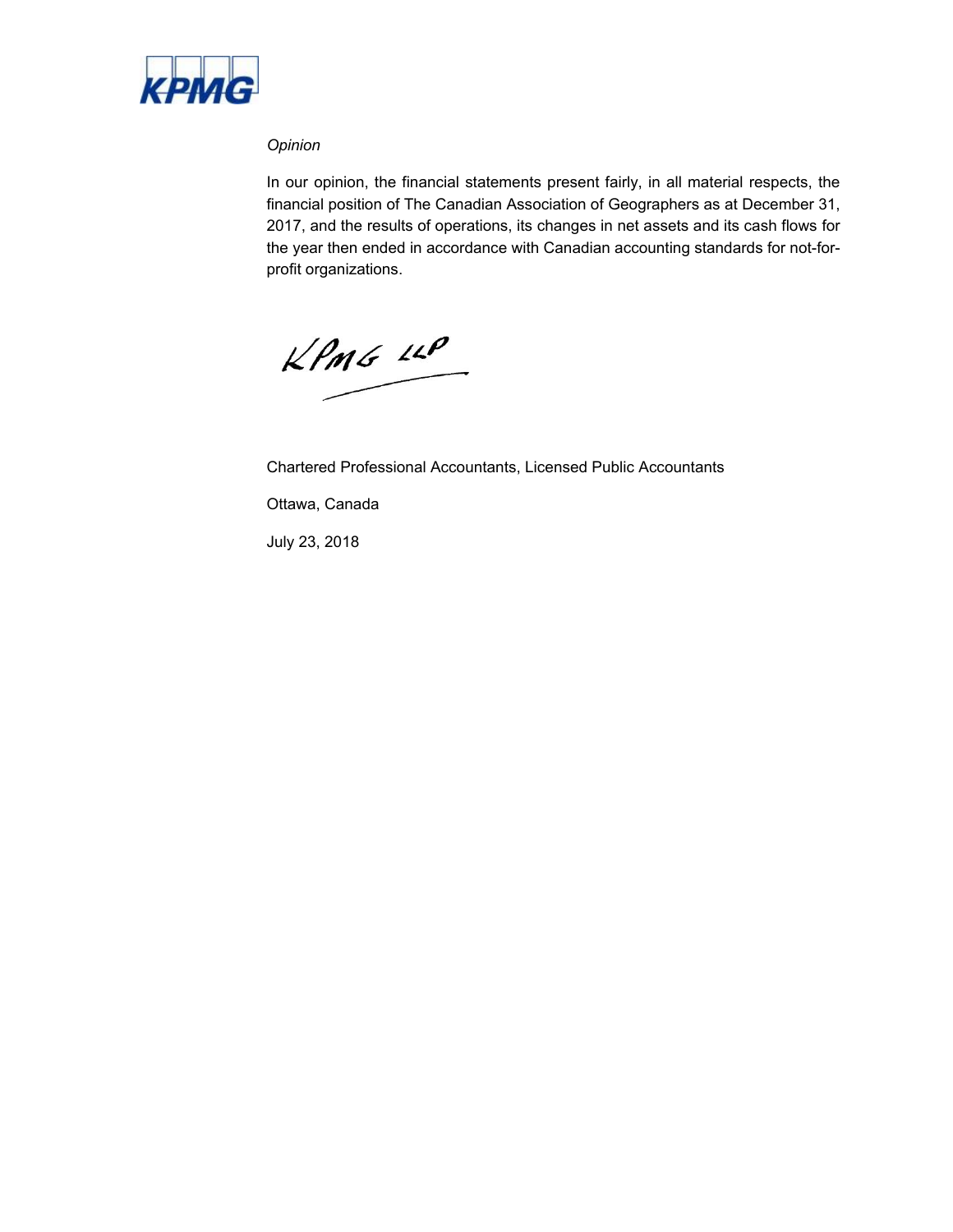*Opinion*

In our opinion, the financial statements present fairly, in all material respects, the financial position of The Canadian Association of Geographers as at December 31, 2017, and the results of operations, its changes in net assets and its cash flows for the year then ended in accordance with Canadian accounting standards for not-for-profit organizations.

KPMG LLP

Chartered Professional Accountants, Licensed Public Accountants

Ottawa, Canada

July 23, 2018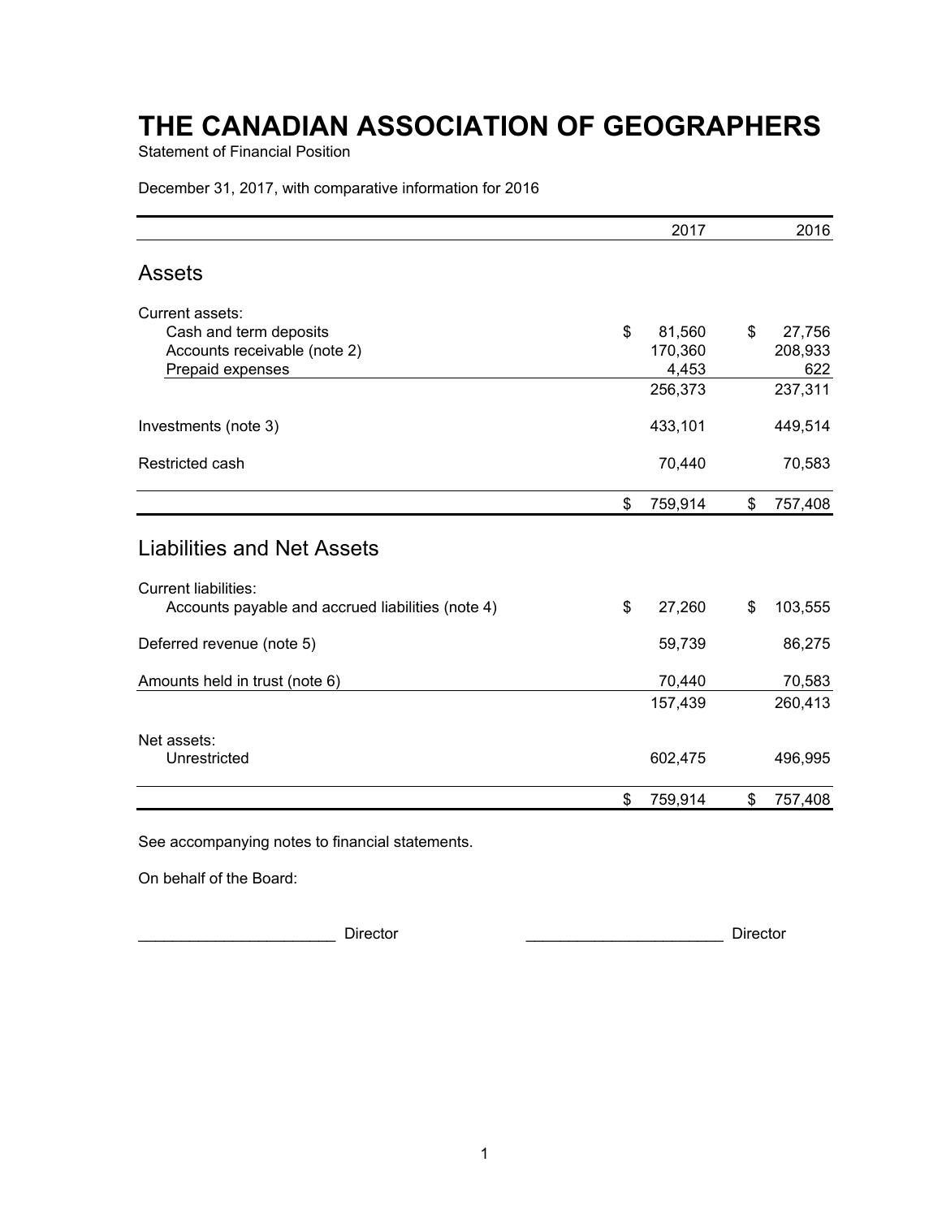# THE CANADIAN ASSOCIATION OF GEOGRAPHERS

Statement of Financial Position

December 31, 2017, with comparative information for 2016

| | 2017 | 2016 |
|---|---|---|
| **Assets** | | |
| Current assets: | | |
| Cash and term deposits | $ 81,560 | $ 27,756 |
| Accounts receivable (note 2) | 170,360 | 208,933 |
| Prepaid expenses | 4,453 | 622 |
| | 256,373 | 237,311 |
| Investments (note 3) | 433,101 | 449,514 |
| Restricted cash | 70,440 | 70,583 |
| | $ 759,914 | $ 757,408 |
| **Liabilities and Net Assets** | | |
| Current liabilities: | | |
| Accounts payable and accrued liabilities (note 4) | $ 27,260 | $ 103,555 |
| Deferred revenue (note 5) | 59,739 | 86,275 |
| Amounts held in trust (note 6) | 70,440 | 70,583 |
| | 157,439 | 260,413 |
| Net assets: | | |
| Unrestricted | 602,475 | 496,995 |
| | $ 759,914 | $ 757,408 |

See accompanying notes to financial statements.

On behalf of the Board:

______________________ Director ______________________ Director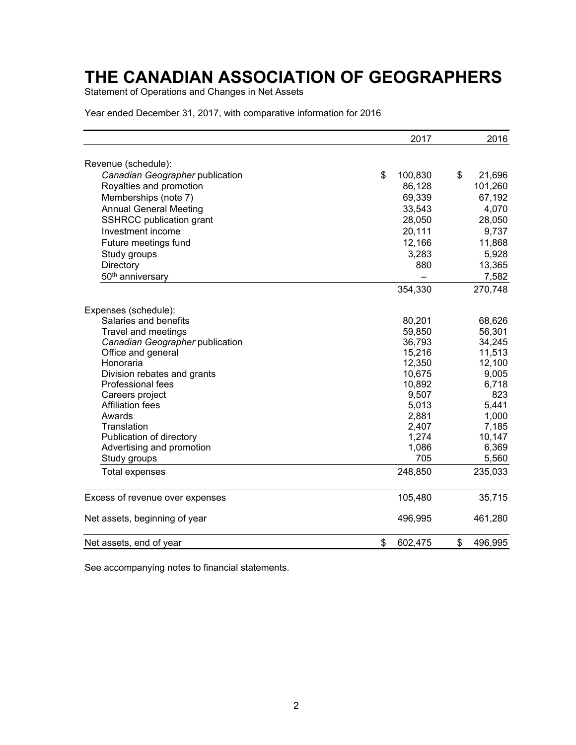# THE CANADIAN ASSOCIATION OF GEOGRAPHERS

Statement of Operations and Changes in Net Assets

Year ended December 31, 2017, with comparative information for 2016

| | 2017 | 2016 |
|---|---|---|
| Revenue (schedule): | | |
| *Canadian Geographer* publication | $ 100,830 | $ 21,696 |
| Royalties and promotion | 86,128 | 101,260 |
| Memberships (note 7) | 69,339 | 67,192 |
| Annual General Meeting | 33,543 | 4,070 |
| SSHRCC publication grant | 28,050 | 28,050 |
| Investment income | 20,111 | 9,737 |
| Future meetings fund | 12,166 | 11,868 |
| Study groups | 3,283 | 5,928 |
| Directory | 880 | 13,365 |
| 50th anniversary | – | 7,582 |
| | 354,330 | 270,748 |
| Expenses (schedule): | | |
| Salaries and benefits | 80,201 | 68,626 |
| Travel and meetings | 59,850 | 56,301 |
| *Canadian Geographer* publication | 36,793 | 34,245 |
| Office and general | 15,216 | 11,513 |
| Honoraria | 12,350 | 12,100 |
| Division rebates and grants | 10,675 | 9,005 |
| Professional fees | 10,892 | 6,718 |
| Careers project | 9,507 | 823 |
| Affiliation fees | 5,013 | 5,441 |
| Awards | 2,881 | 1,000 |
| Translation | 2,407 | 7,185 |
| Publication of directory | 1,274 | 10,147 |
| Advertising and promotion | 1,086 | 6,369 |
| Study groups | 705 | 5,560 |
| Total expenses | 248,850 | 235,033 |
| Excess of revenue over expenses | 105,480 | 35,715 |
| Net assets, beginning of year | 496,995 | 461,280 |
| Net assets, end of year | $ 602,475 | $ 496,995 |

See accompanying notes to financial statements.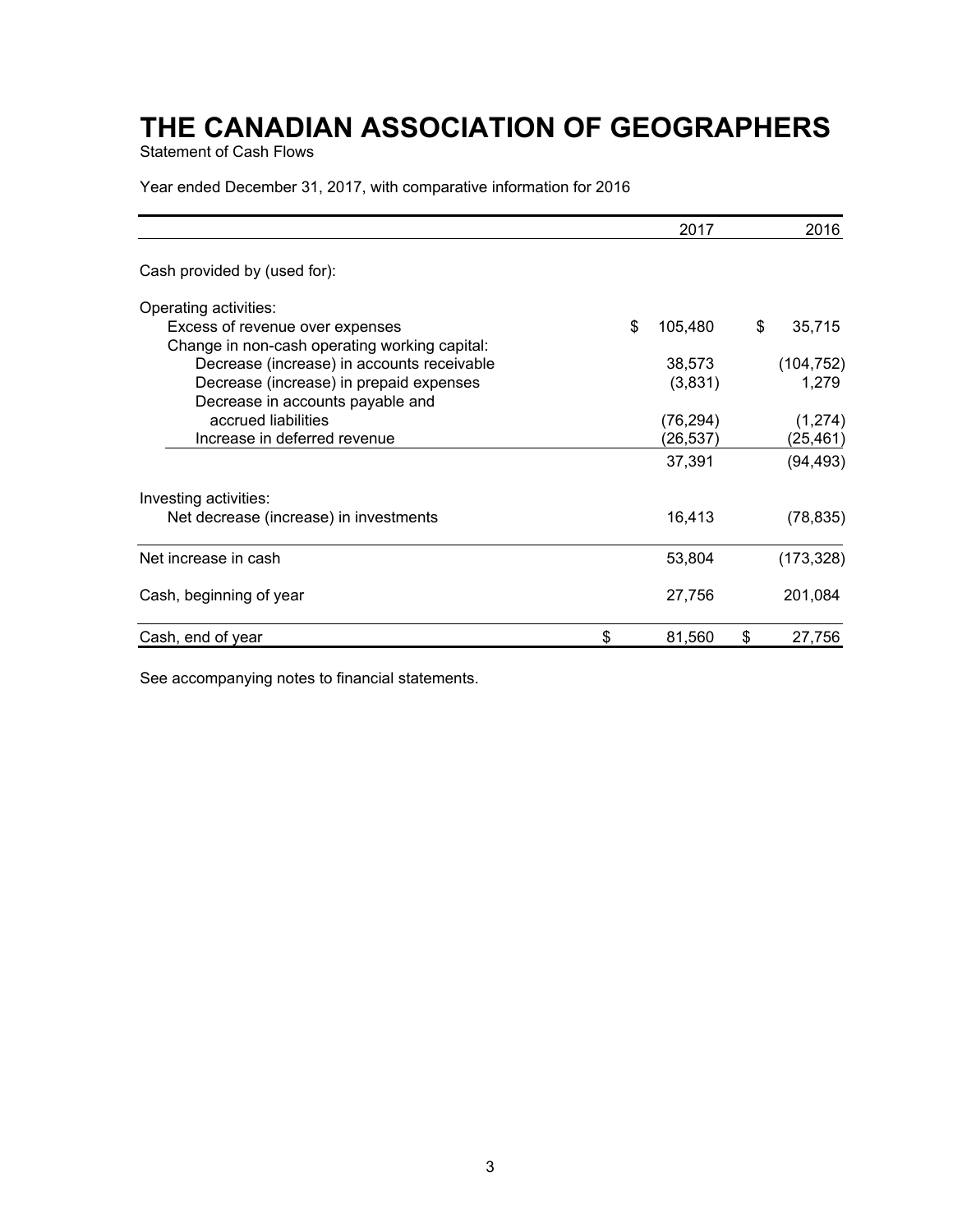# THE CANADIAN ASSOCIATION OF GEOGRAPHERS

Statement of Cash Flows

Year ended December 31, 2017, with comparative information for 2016

| | 2017 | 2016 |
|---|---|---|
| Cash provided by (used for): | | |
| Operating activities: | | |
| Excess of revenue over expenses | $ 105,480 | $ 35,715 |
| Change in non-cash operating working capital: | | |
| Decrease (increase) in accounts receivable | 38,573 | (104,752) |
| Decrease (increase) in prepaid expenses | (3,831) | 1,279 |
| Decrease in accounts payable and accrued liabilities | (76,294) | (1,274) |
| Increase in deferred revenue | (26,537) | (25,461) |
| | 37,391 | (94,493) |
| Investing activities: | | |
| Net decrease (increase) in investments | 16,413 | (78,835) |
| Net increase in cash | 53,804 | (173,328) |
| Cash, beginning of year | 27,756 | 201,084 |
| Cash, end of year | $ 81,560 | $ 27,756 |

See accompanying notes to financial statements.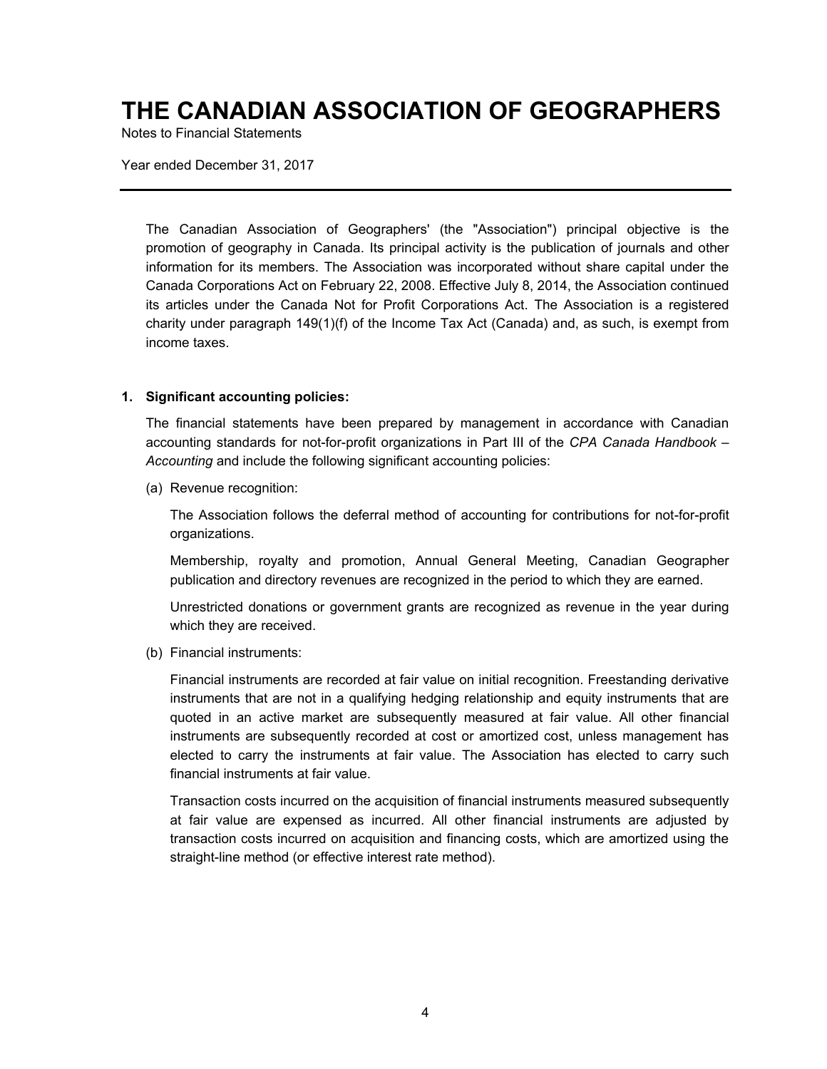# THE CANADIAN ASSOCIATION OF GEOGRAPHERS

Notes to Financial Statements

Year ended December 31, 2017

---

The Canadian Association of Geographers' (the "Association") principal objective is the promotion of geography in Canada. Its principal activity is the publication of journals and other information for its members. The Association was incorporated without share capital under the Canada Corporations Act on February 22, 2008. Effective July 8, 2014, the Association continued its articles under the Canada Not for Profit Corporations Act. The Association is a registered charity under paragraph 149(1)(f) of the Income Tax Act (Canada) and, as such, is exempt from income taxes.

## 1. Significant accounting policies:

The financial statements have been prepared by management in accordance with Canadian accounting standards for not-for-profit organizations in Part III of the *CPA Canada Handbook – Accounting* and include the following significant accounting policies:

(a) Revenue recognition:

The Association follows the deferral method of accounting for contributions for not-for-profit organizations.

Membership, royalty and promotion, Annual General Meeting, Canadian Geographer publication and directory revenues are recognized in the period to which they are earned.

Unrestricted donations or government grants are recognized as revenue in the year during which they are received.

(b) Financial instruments:

Financial instruments are recorded at fair value on initial recognition. Freestanding derivative instruments that are not in a qualifying hedging relationship and equity instruments that are quoted in an active market are subsequently measured at fair value. All other financial instruments are subsequently recorded at cost or amortized cost, unless management has elected to carry the instruments at fair value. The Association has elected to carry such financial instruments at fair value.

Transaction costs incurred on the acquisition of financial instruments measured subsequently at fair value are expensed as incurred. All other financial instruments are adjusted by transaction costs incurred on acquisition and financing costs, which are amortized using the straight-line method (or effective interest rate method).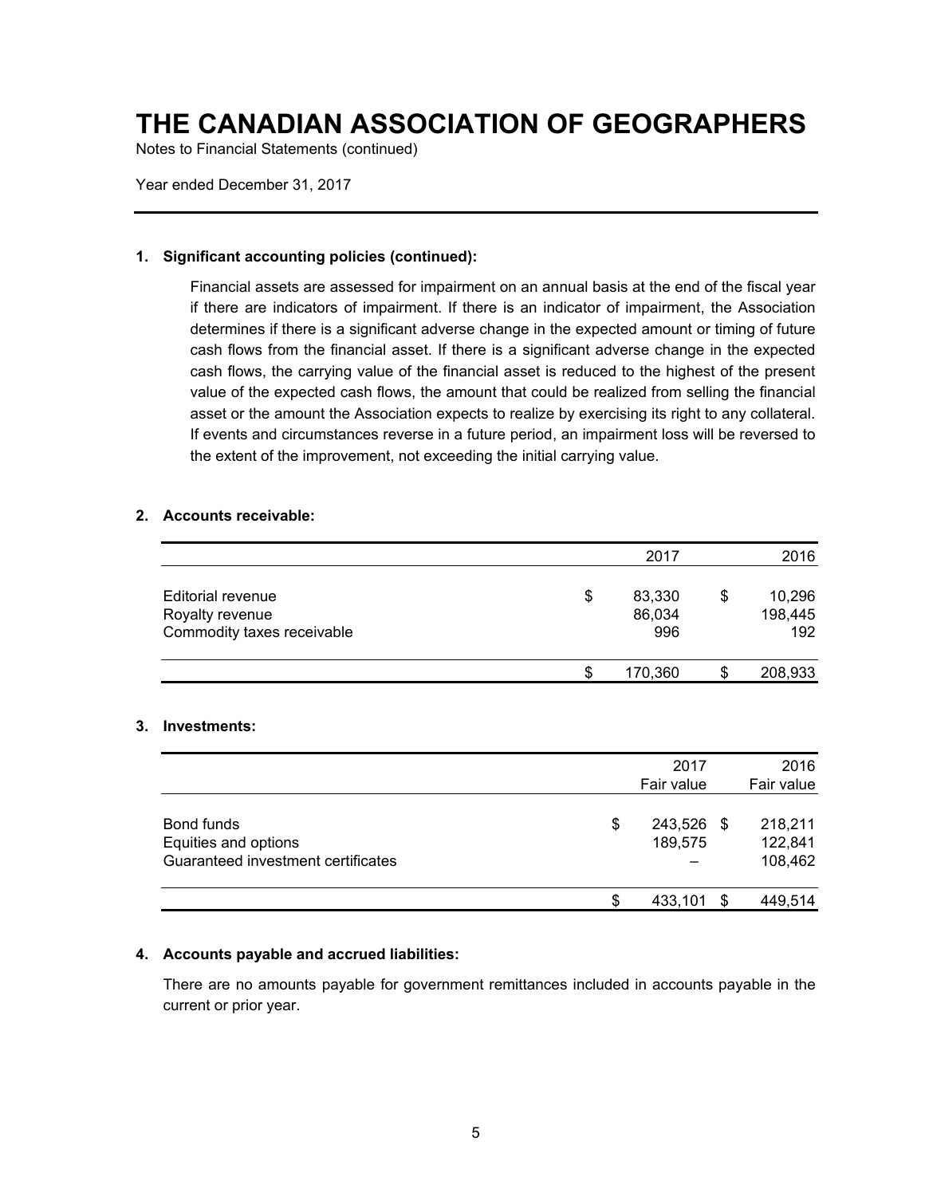# THE CANADIAN ASSOCIATION OF GEOGRAPHERS

Notes to Financial Statements (continued)

Year ended December 31, 2017

**1. Significant accounting policies (continued):**

Financial assets are assessed for impairment on an annual basis at the end of the fiscal year if there are indicators of impairment. If there is an indicator of impairment, the Association determines if there is a significant adverse change in the expected amount or timing of future cash flows from the financial asset. If there is a significant adverse change in the expected cash flows, the carrying value of the financial asset is reduced to the highest of the present value of the expected cash flows, the amount that could be realized from selling the financial asset or the amount the Association expects to realize by exercising its right to any collateral. If events and circumstances reverse in a future period, an impairment loss will be reversed to the extent of the improvement, not exceeding the initial carrying value.

**2. Accounts receivable:**

| | 2017 | 2016 |
|---|---|---|
| Editorial revenue | $ 83,330 | $ 10,296 |
| Royalty revenue | 86,034 | 198,445 |
| Commodity taxes receivable | 996 | 192 |
| | $ 170,360 | $ 208,933 |

**3. Investments:**

| | 2017 Fair value | 2016 Fair value |
|---|---|---|
| Bond funds | $ 243,526 | $ 218,211 |
| Equities and options | 189,575 | 122,841 |
| Guaranteed investment certificates | – | 108,462 |
| | $ 433,101 | $ 449,514 |

**4. Accounts payable and accrued liabilities:**

There are no amounts payable for government remittances included in accounts payable in the current or prior year.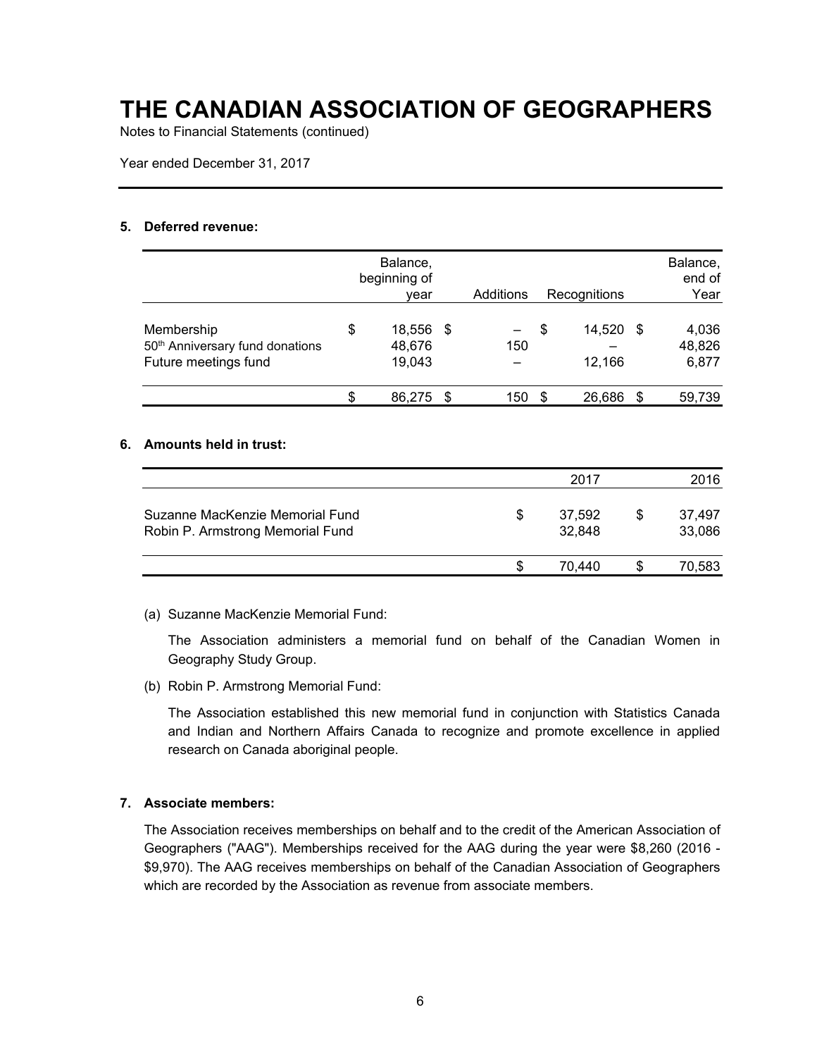# THE CANADIAN ASSOCIATION OF GEOGRAPHERS

Notes to Financial Statements (continued)

Year ended December 31, 2017

### 5. Deferred revenue:

| | Balance, beginning of year | Additions | Recognitions | Balance, end of Year |
|---|---|---|---|---|
| Membership | $ 18,556 | $ – | $ 14,520 | $ 4,036 |
| 50th Anniversary fund donations | 48,676 | 150 | – | 48,826 |
| Future meetings fund | 19,043 | – | 12,166 | 6,877 |
| | $ 86,275 | $ 150 | $ 26,686 | $ 59,739 |

### 6. Amounts held in trust:

| | 2017 | 2016 |
|---|---|---|
| Suzanne MacKenzie Memorial Fund | $ 37,592 | $ 37,497 |
| Robin P. Armstrong Memorial Fund | 32,848 | 33,086 |
| | $ 70,440 | $ 70,583 |

(a) Suzanne MacKenzie Memorial Fund:

The Association administers a memorial fund on behalf of the Canadian Women in Geography Study Group.

(b) Robin P. Armstrong Memorial Fund:

The Association established this new memorial fund in conjunction with Statistics Canada and Indian and Northern Affairs Canada to recognize and promote excellence in applied research on Canada aboriginal people.

### 7. Associate members:

The Association receives memberships on behalf and to the credit of the American Association of Geographers ("AAG"). Memberships received for the AAG during the year were $8,260 (2016 - $9,970). The AAG receives memberships on behalf of the Canadian Association of Geographers which are recorded by the Association as revenue from associate members.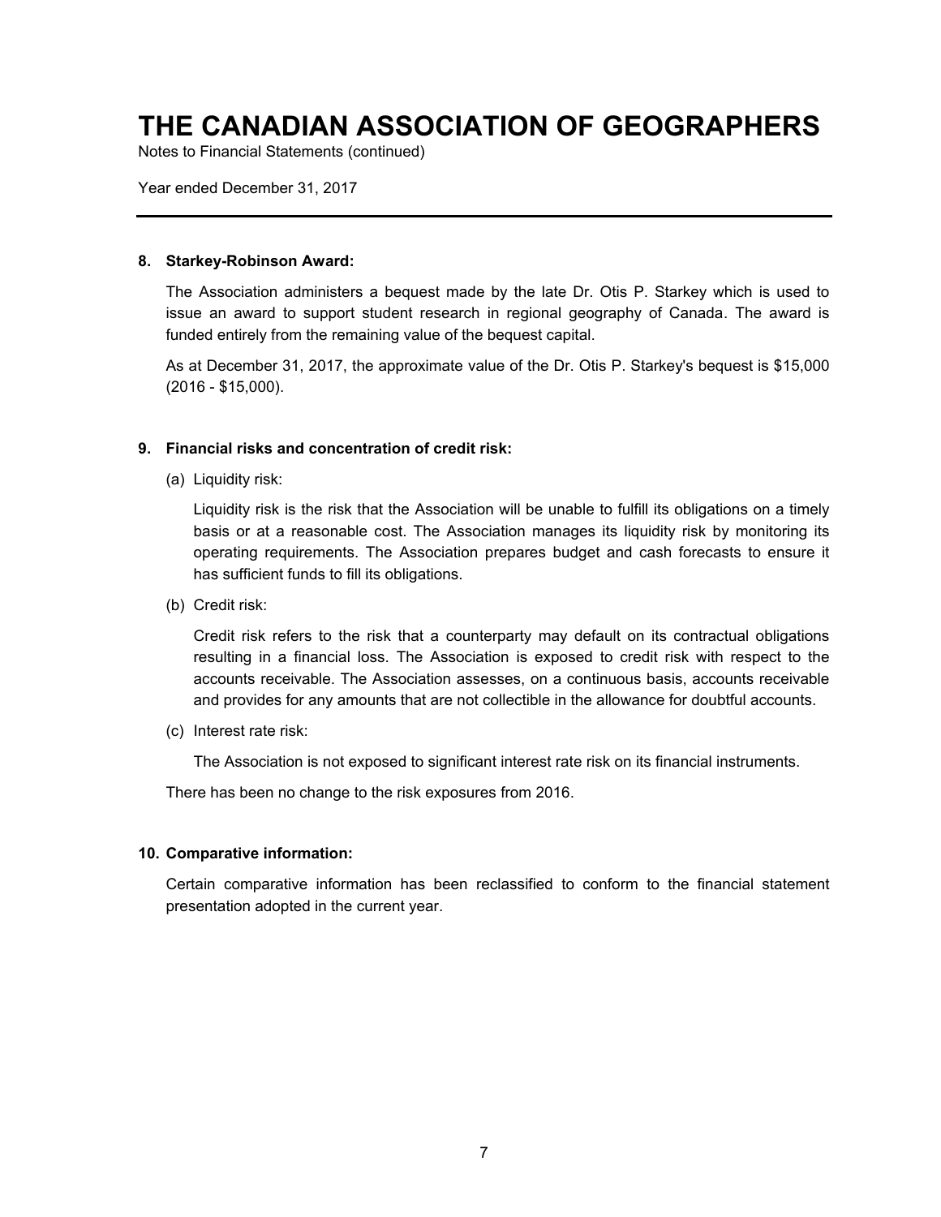# THE CANADIAN ASSOCIATION OF GEOGRAPHERS

Notes to Financial Statements (continued)

Year ended December 31, 2017

---

**8. Starkey-Robinson Award:**

The Association administers a bequest made by the late Dr. Otis P. Starkey which is used to issue an award to support student research in regional geography of Canada. The award is funded entirely from the remaining value of the bequest capital.

As at December 31, 2017, the approximate value of the Dr. Otis P. Starkey's bequest is $15,000 (2016 - $15,000).

**9. Financial risks and concentration of credit risk:**

(a) Liquidity risk:

Liquidity risk is the risk that the Association will be unable to fulfill its obligations on a timely basis or at a reasonable cost. The Association manages its liquidity risk by monitoring its operating requirements. The Association prepares budget and cash forecasts to ensure it has sufficient funds to fill its obligations.

(b) Credit risk:

Credit risk refers to the risk that a counterparty may default on its contractual obligations resulting in a financial loss. The Association is exposed to credit risk with respect to the accounts receivable. The Association assesses, on a continuous basis, accounts receivable and provides for any amounts that are not collectible in the allowance for doubtful accounts.

(c) Interest rate risk:

The Association is not exposed to significant interest rate risk on its financial instruments.

There has been no change to the risk exposures from 2016.

**10. Comparative information:**

Certain comparative information has been reclassified to conform to the financial statement presentation adopted in the current year.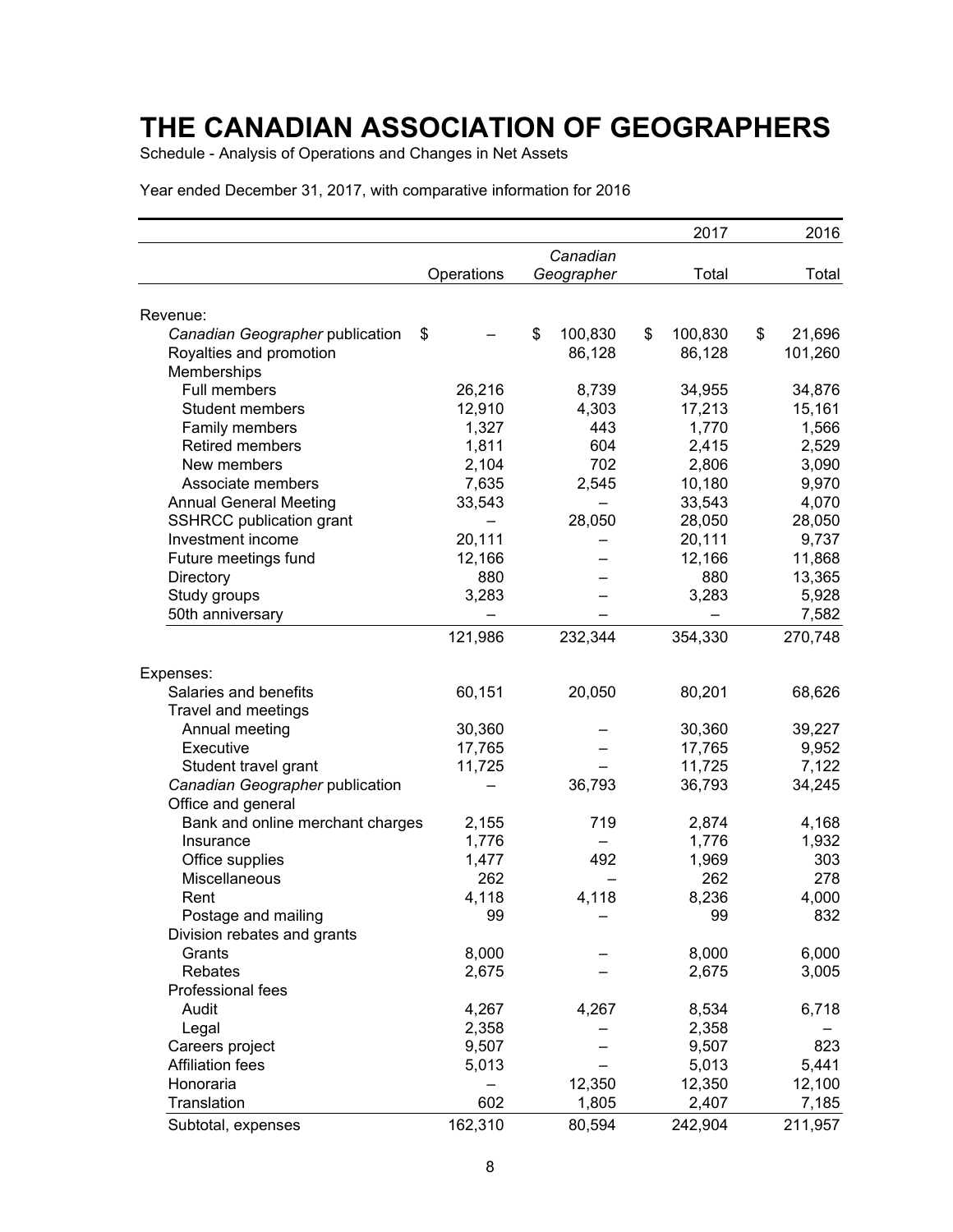# THE CANADIAN ASSOCIATION OF GEOGRAPHERS

Schedule - Analysis of Operations and Changes in Net Assets

Year ended December 31, 2017, with comparative information for 2016

| | | | 2017 | 2016 |
|---|---|---|---|---|
| | Operations | *Canadian Geographer* | Total | Total |
| Revenue: | | | | |
| *Canadian Geographer* publication | $ – | $ 100,830 | $ 100,830 | $ 21,696 |
| Royalties and promotion | | 86,128 | 86,128 | 101,260 |
| Memberships | | | | |
| Full members | 26,216 | 8,739 | 34,955 | 34,876 |
| Student members | 12,910 | 4,303 | 17,213 | 15,161 |
| Family members | 1,327 | 443 | 1,770 | 1,566 |
| Retired members | 1,811 | 604 | 2,415 | 2,529 |
| New members | 2,104 | 702 | 2,806 | 3,090 |
| Associate members | 7,635 | 2,545 | 10,180 | 9,970 |
| Annual General Meeting | 33,543 | – | 33,543 | 4,070 |
| SSHRCC publication grant | – | 28,050 | 28,050 | 28,050 |
| Investment income | 20,111 | – | 20,111 | 9,737 |
| Future meetings fund | 12,166 | – | 12,166 | 11,868 |
| Directory | 880 | – | 880 | 13,365 |
| Study groups | 3,283 | – | 3,283 | 5,928 |
| 50th anniversary | – | – | – | 7,582 |
| | 121,986 | 232,344 | 354,330 | 270,748 |
| Expenses: | | | | |
| Salaries and benefits | 60,151 | 20,050 | 80,201 | 68,626 |
| Travel and meetings | | | | |
| Annual meeting | 30,360 | – | 30,360 | 39,227 |
| Executive | 17,765 | – | 17,765 | 9,952 |
| Student travel grant | 11,725 | – | 11,725 | 7,122 |
| *Canadian Geographer* publication | – | 36,793 | 36,793 | 34,245 |
| Office and general | | | | |
| Bank and online merchant charges | 2,155 | 719 | 2,874 | 4,168 |
| Insurance | 1,776 | – | 1,776 | 1,932 |
| Office supplies | 1,477 | 492 | 1,969 | 303 |
| Miscellaneous | 262 | – | 262 | 278 |
| Rent | 4,118 | 4,118 | 8,236 | 4,000 |
| Postage and mailing | 99 | – | 99 | 832 |
| Division rebates and grants | | | | |
| Grants | 8,000 | – | 8,000 | 6,000 |
| Rebates | 2,675 | – | 2,675 | 3,005 |
| Professional fees | | | | |
| Audit | 4,267 | 4,267 | 8,534 | 6,718 |
| Legal | 2,358 | – | 2,358 | – |
| Careers project | 9,507 | – | 9,507 | 823 |
| Affiliation fees | 5,013 | – | 5,013 | 5,441 |
| Honoraria | – | 12,350 | 12,350 | 12,100 |
| Translation | 602 | 1,805 | 2,407 | 7,185 |
| Subtotal, expenses | 162,310 | 80,594 | 242,904 | 211,957 |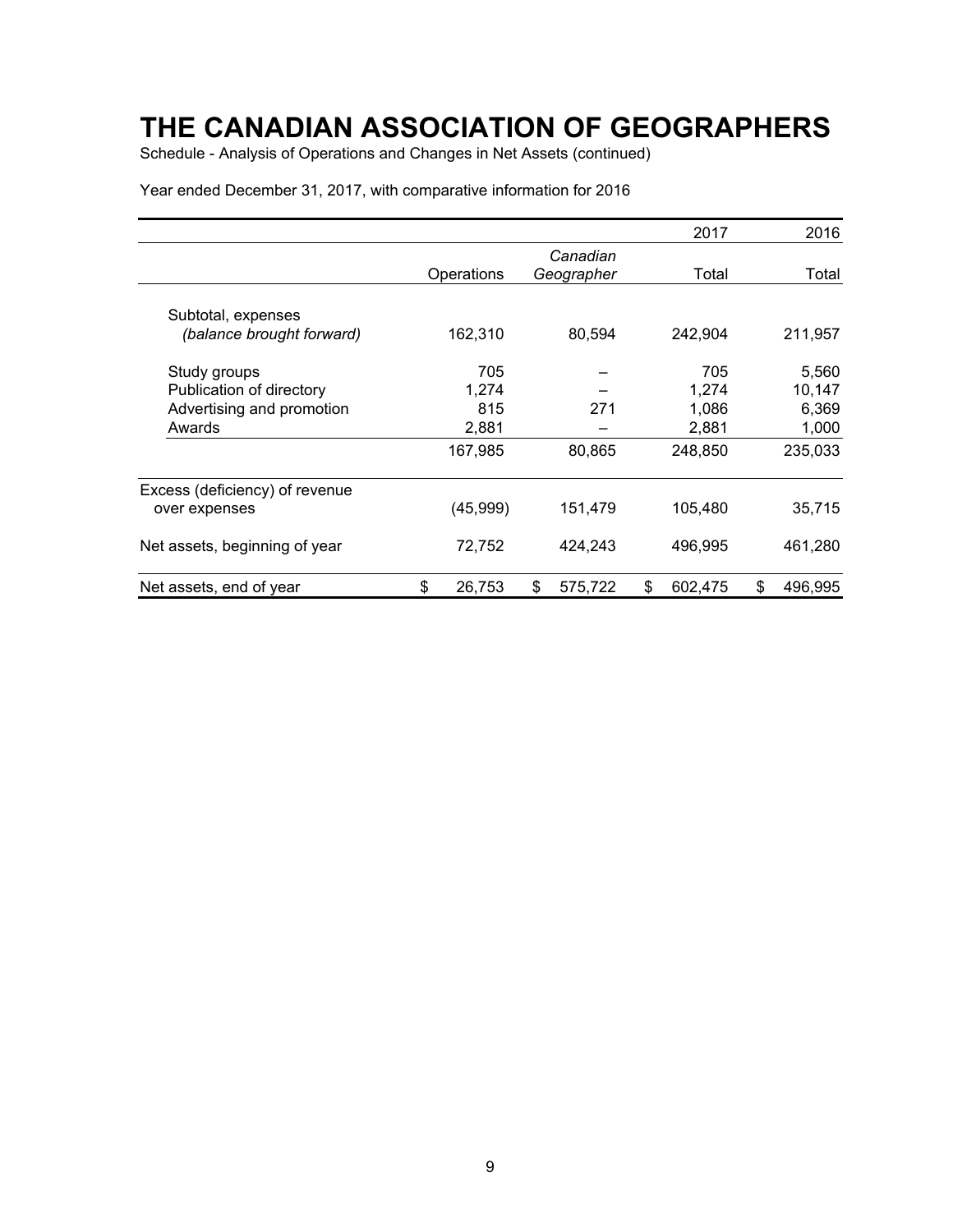# THE CANADIAN ASSOCIATION OF GEOGRAPHERS

Schedule - Analysis of Operations and Changes in Net Assets (continued)

Year ended December 31, 2017, with comparative information for 2016

| | | | 2017 | 2016 |
|---|---|---|---|---|
| | Operations | *Canadian Geographer* | Total | Total |
| Subtotal, expenses *(balance brought forward)* | 162,310 | 80,594 | 242,904 | 211,957 |
| Study groups | 705 | – | 705 | 5,560 |
| Publication of directory | 1,274 | – | 1,274 | 10,147 |
| Advertising and promotion | 815 | 271 | 1,086 | 6,369 |
| Awards | 2,881 | – | 2,881 | 1,000 |
| | 167,985 | 80,865 | 248,850 | 235,033 |
| Excess (deficiency) of revenue over expenses | (45,999) | 151,479 | 105,480 | 35,715 |
| Net assets, beginning of year | 72,752 | 424,243 | 496,995 | 461,280 |
| Net assets, end of year | $ 26,753 | $ 575,722 | $ 602,475 | $ 496,995 |